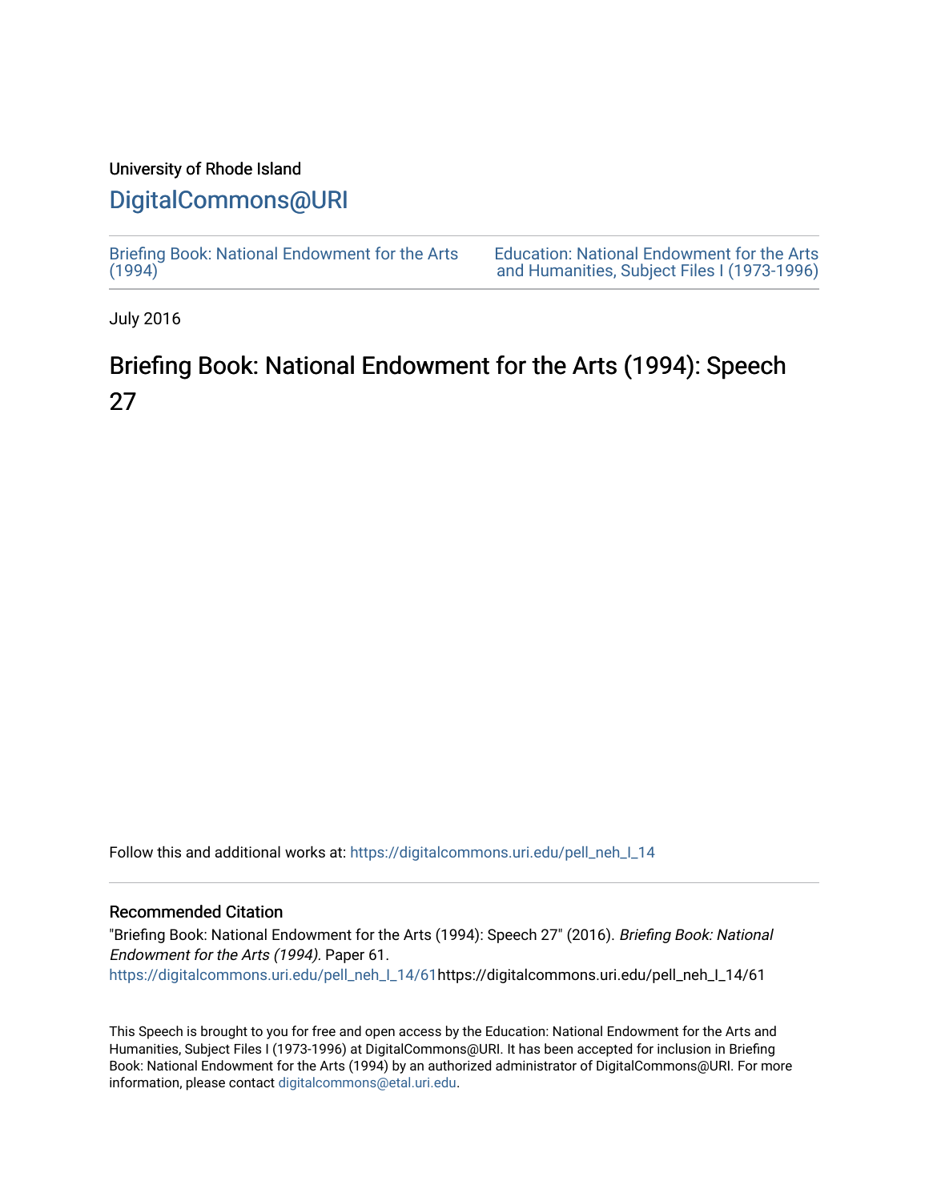University of Rhode Island

# DigitalCommons@URI

Briefing Book: National Endowment for the Arts (1994)

Education: National Endowment for the Arts and Humanities, Subject Files I (1973-1996)

July 2016

## Briefing Book: National Endowment for the Arts (1994): Speech 27

Follow this and additional works at: https://digitalcommons.uri.edu/pell_neh_I_14

### Recommended Citation

"Briefing Book: National Endowment for the Arts (1994): Speech 27" (2016). *Briefing Book: National Endowment for the Arts (1994).* Paper 61.
https://digitalcommons.uri.edu/pell_neh_I_14/61https://digitalcommons.uri.edu/pell_neh_I_14/61

This Speech is brought to you for free and open access by the Education: National Endowment for the Arts and Humanities, Subject Files I (1973-1996) at DigitalCommons@URI. It has been accepted for inclusion in Briefing Book: National Endowment for the Arts (1994) by an authorized administrator of DigitalCommons@URI. For more information, please contact digitalcommons@etal.uri.edu.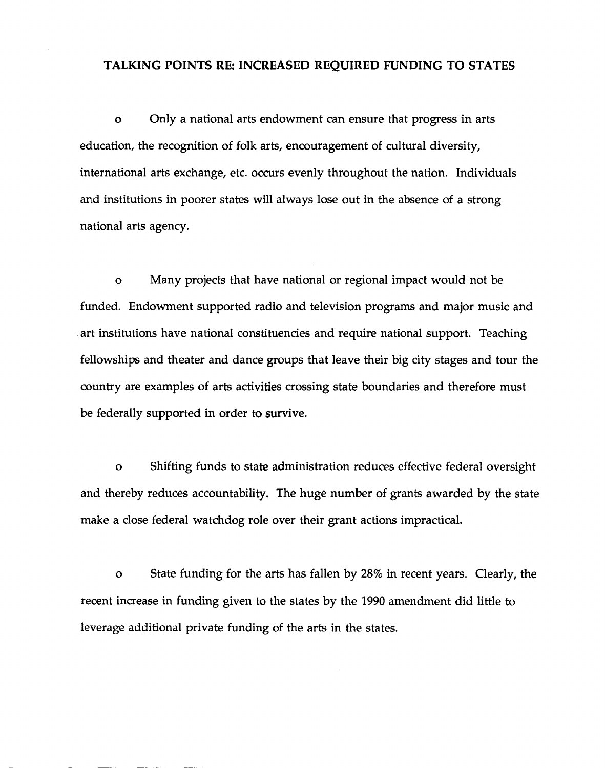## TALKING POINTS RE: INCREASED REQUIRED FUNDING TO STATES

- Only a national arts endowment can ensure that progress in arts education, the recognition of folk arts, encouragement of cultural diversity, international arts exchange, etc. occurs evenly throughout the nation. Individuals and institutions in poorer states will always lose out in the absence of a strong national arts agency.

- Many projects that have national or regional impact would not be funded. Endowment supported radio and television programs and major music and art institutions have national constituencies and require national support. Teaching fellowships and theater and dance groups that leave their big city stages and tour the country are examples of arts activities crossing state boundaries and therefore must be federally supported in order to survive.

- Shifting funds to state administration reduces effective federal oversight and thereby reduces accountability. The huge number of grants awarded by the state make a close federal watchdog role over their grant actions impractical.

- State funding for the arts has fallen by 28% in recent years. Clearly, the recent increase in funding given to the states by the 1990 amendment did little to leverage additional private funding of the arts in the states.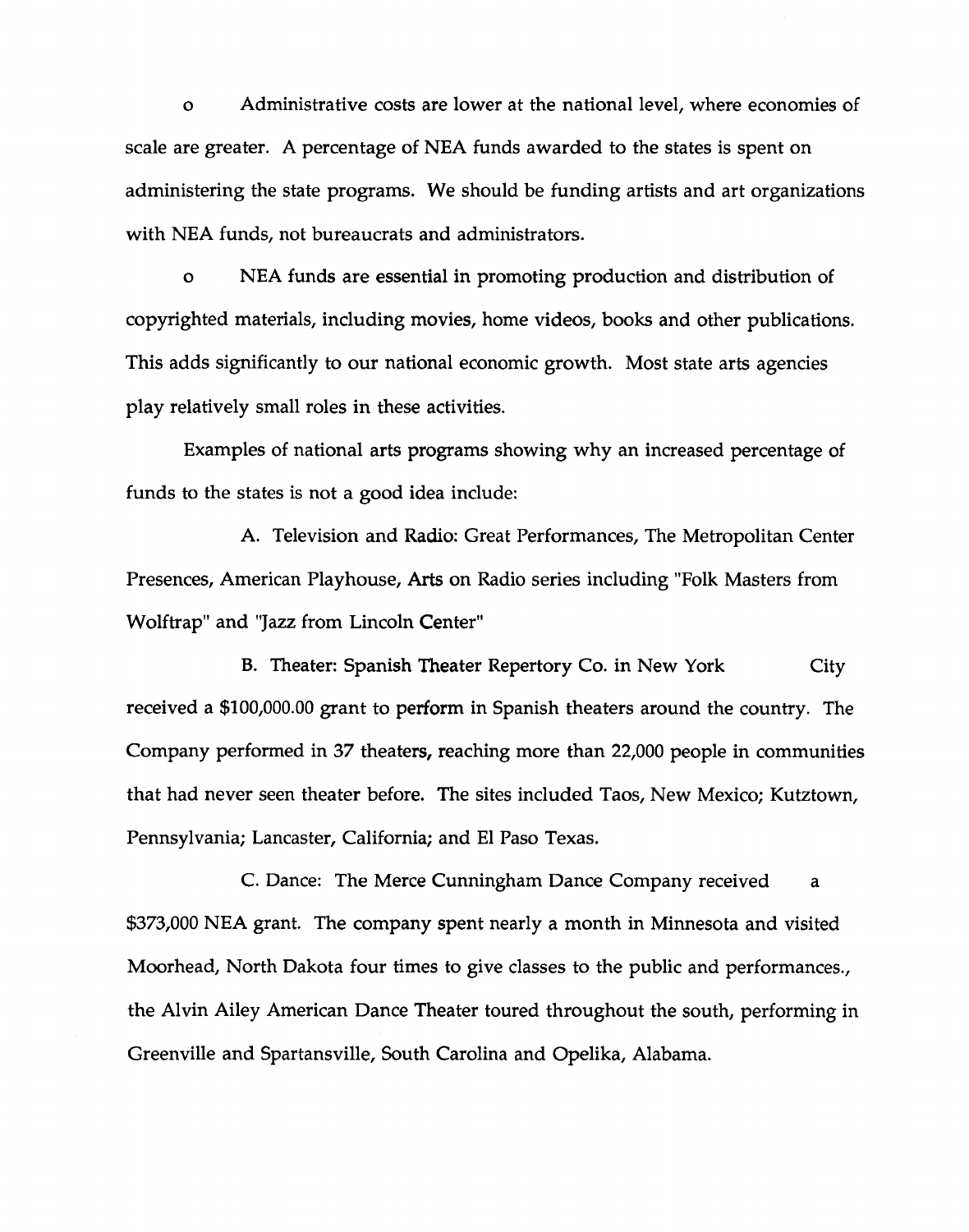o Administrative costs are lower at the national level, where economies of scale are greater. A percentage of NEA funds awarded to the states is spent on administering the state programs. We should be funding artists and art organizations with NEA funds, not bureaucrats and administrators.

o NEA funds are essential in promoting production and distribution of copyrighted materials, including movies, home videos, books and other publications. This adds significantly to our national economic growth. Most state arts agencies play relatively small roles in these activities.

Examples of national arts programs showing why an increased percentage of funds to the states is not a good idea include:

A. Television and Radio: Great Performances, The Metropolitan Center Presences, American Playhouse, Arts on Radio series including "Folk Masters from Wolftrap" and "Jazz from Lincoln Center"

B. Theater: Spanish Theater Repertory Co. in New York City received a $100,000.00 grant to perform in Spanish theaters around the country. The Company performed in 37 theaters, reaching more than 22,000 people in communities that had never seen theater before. The sites included Taos, New Mexico; Kutztown, Pennsylvania; Lancaster, California; and El Paso Texas.

C. Dance: The Merce Cunningham Dance Company received a $373,000 NEA grant. The company spent nearly a month in Minnesota and visited Moorhead, North Dakota four times to give classes to the public and performances., the Alvin Ailey American Dance Theater toured throughout the south, performing in Greenville and Spartansville, South Carolina and Opelika, Alabama.